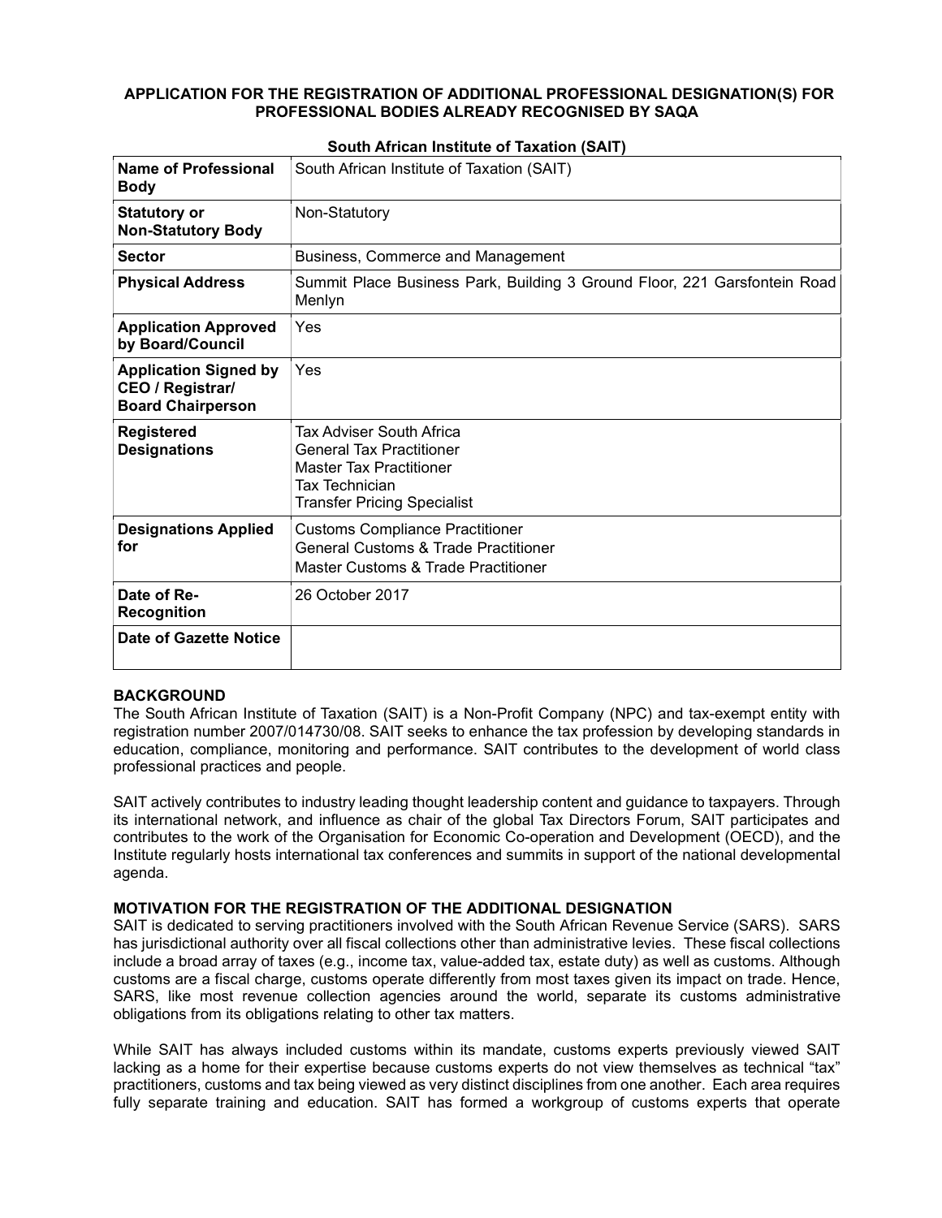**APPLICATION FOR THE REGISTRATION OF ADDITIONAL PROFESSIONAL DESIGNATION(S) FOR PROFESSIONAL BODIES ALREADY RECOGNISED BY SAQA**

**South African Institute of Taxation (SAIT)**

| | |
|---|---|
| **Name of Professional Body** | South African Institute of Taxation (SAIT) |
| **Statutory or Non-Statutory Body** | Non-Statutory |
| **Sector** | Business, Commerce and Management |
| **Physical Address** | Summit Place Business Park, Building 3 Ground Floor, 221 Garsfontein Road Menlyn |
| **Application Approved by Board/Council** | Yes |
| **Application Signed by CEO / Registrar/ Board Chairperson** | Yes |
| **Registered Designations** | Tax Adviser South Africa<br>General Tax Practitioner<br>Master Tax Practitioner<br>Tax Technician<br>Transfer Pricing Specialist |
| **Designations Applied for** | Customs Compliance Practitioner<br>General Customs & Trade Practitioner<br>Master Customs & Trade Practitioner |
| **Date of Re-Recognition** | 26 October 2017 |
| **Date of Gazette Notice** | |

**BACKGROUND**

The South African Institute of Taxation (SAIT) is a Non-Profit Company (NPC) and tax-exempt entity with registration number 2007/014730/08. SAIT seeks to enhance the tax profession by developing standards in education, compliance, monitoring and performance. SAIT contributes to the development of world class professional practices and people.

SAIT actively contributes to industry leading thought leadership content and guidance to taxpayers. Through its international network, and influence as chair of the global Tax Directors Forum, SAIT participates and contributes to the work of the Organisation for Economic Co-operation and Development (OECD), and the Institute regularly hosts international tax conferences and summits in support of the national developmental agenda.

**MOTIVATION FOR THE REGISTRATION OF THE ADDITIONAL DESIGNATION**

SAIT is dedicated to serving practitioners involved with the South African Revenue Service (SARS). SARS has jurisdictional authority over all fiscal collections other than administrative levies. These fiscal collections include a broad array of taxes (e.g., income tax, value-added tax, estate duty) as well as customs. Although customs are a fiscal charge, customs operate differently from most taxes given its impact on trade. Hence, SARS, like most revenue collection agencies around the world, separate its customs administrative obligations from its obligations relating to other tax matters.

While SAIT has always included customs within its mandate, customs experts previously viewed SAIT lacking as a home for their expertise because customs experts do not view themselves as technical "tax" practitioners, customs and tax being viewed as very distinct disciplines from one another. Each area requires fully separate training and education. SAIT has formed a workgroup of customs experts that operate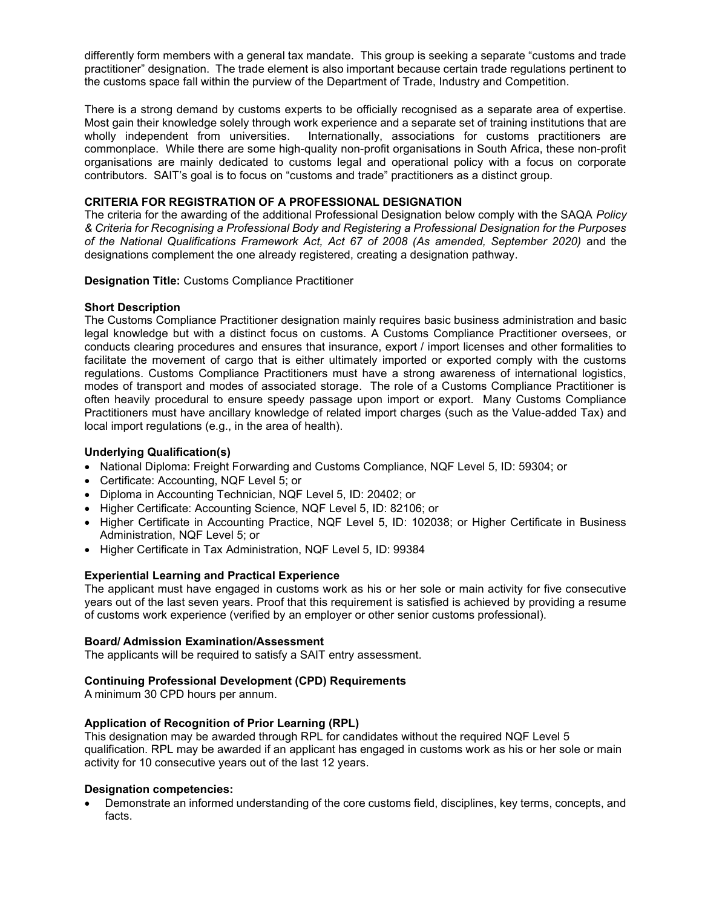differently form members with a general tax mandate. This group is seeking a separate "customs and trade practitioner" designation. The trade element is also important because certain trade regulations pertinent to the customs space fall within the purview of the Department of Trade, Industry and Competition.

There is a strong demand by customs experts to be officially recognised as a separate area of expertise. Most gain their knowledge solely through work experience and a separate set of training institutions that are wholly independent from universities. Internationally, associations for customs practitioners are commonplace. While there are some high-quality non-profit organisations in South Africa, these non-profit organisations are mainly dedicated to customs legal and operational policy with a focus on corporate contributors. SAIT's goal is to focus on "customs and trade" practitioners as a distinct group.

**CRITERIA FOR REGISTRATION OF A PROFESSIONAL DESIGNATION**

The criteria for the awarding of the additional Professional Designation below comply with the SAQA *Policy & Criteria for Recognising a Professional Body and Registering a Professional Designation for the Purposes of the National Qualifications Framework Act, Act 67 of 2008 (As amended, September 2020)* and the designations complement the one already registered, creating a designation pathway.

**Designation Title:** Customs Compliance Practitioner

**Short Description**

The Customs Compliance Practitioner designation mainly requires basic business administration and basic legal knowledge but with a distinct focus on customs. A Customs Compliance Practitioner oversees, or conducts clearing procedures and ensures that insurance, export / import licenses and other formalities to facilitate the movement of cargo that is either ultimately imported or exported comply with the customs regulations. Customs Compliance Practitioners must have a strong awareness of international logistics, modes of transport and modes of associated storage. The role of a Customs Compliance Practitioner is often heavily procedural to ensure speedy passage upon import or export. Many Customs Compliance Practitioners must have ancillary knowledge of related import charges (such as the Value-added Tax) and local import regulations (e.g., in the area of health).

**Underlying Qualification(s)**

- National Diploma: Freight Forwarding and Customs Compliance, NQF Level 5, ID: 59304; or
- Certificate: Accounting, NQF Level 5; or
- Diploma in Accounting Technician, NQF Level 5, ID: 20402; or
- Higher Certificate: Accounting Science, NQF Level 5, ID: 82106; or
- Higher Certificate in Accounting Practice, NQF Level 5, ID: 102038; or Higher Certificate in Business Administration, NQF Level 5; or
- Higher Certificate in Tax Administration, NQF Level 5, ID: 99384

**Experiential Learning and Practical Experience**

The applicant must have engaged in customs work as his or her sole or main activity for five consecutive years out of the last seven years. Proof that this requirement is satisfied is achieved by providing a resume of customs work experience (verified by an employer or other senior customs professional).

**Board/ Admission Examination/Assessment**

The applicants will be required to satisfy a SAIT entry assessment.

**Continuing Professional Development (CPD) Requirements**

A minimum 30 CPD hours per annum.

**Application of Recognition of Prior Learning (RPL)**

This designation may be awarded through RPL for candidates without the required NQF Level 5 qualification. RPL may be awarded if an applicant has engaged in customs work as his or her sole or main activity for 10 consecutive years out of the last 12 years.

**Designation competencies:**

- Demonstrate an informed understanding of the core customs field, disciplines, key terms, concepts, and facts.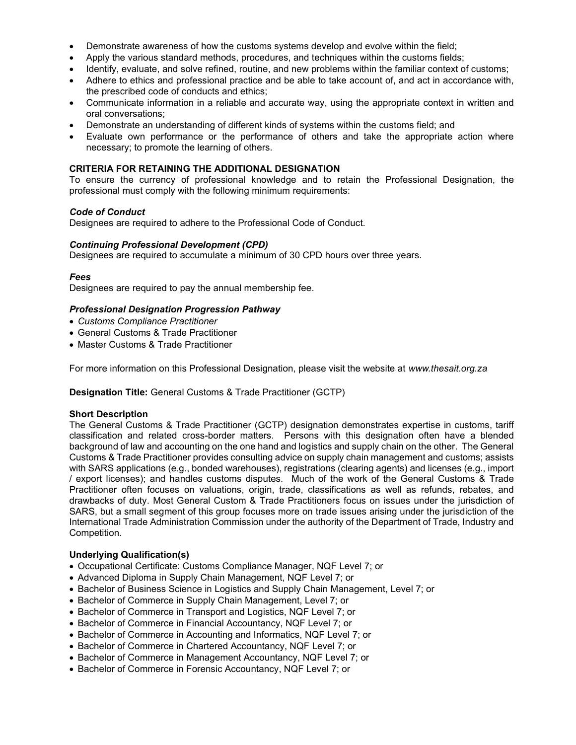- Demonstrate awareness of how the customs systems develop and evolve within the field;
- Apply the various standard methods, procedures, and techniques within the customs fields;
- Identify, evaluate, and solve refined, routine, and new problems within the familiar context of customs;
- Adhere to ethics and professional practice and be able to take account of, and act in accordance with, the prescribed code of conducts and ethics;
- Communicate information in a reliable and accurate way, using the appropriate context in written and oral conversations;
- Demonstrate an understanding of different kinds of systems within the customs field; and
- Evaluate own performance or the performance of others and take the appropriate action where necessary; to promote the learning of others.

**CRITERIA FOR RETAINING THE ADDITIONAL DESIGNATION**

To ensure the currency of professional knowledge and to retain the Professional Designation, the professional must comply with the following minimum requirements:

***Code of Conduct***

Designees are required to adhere to the Professional Code of Conduct.

***Continuing Professional Development (CPD)***

Designees are required to accumulate a minimum of 30 CPD hours over three years.

***Fees***

Designees are required to pay the annual membership fee.

***Professional Designation Progression Pathway***

- *Customs Compliance Practitioner*
- General Customs & Trade Practitioner
- Master Customs & Trade Practitioner

For more information on this Professional Designation, please visit the website at *www.thesait.org.za*

**Designation Title:** General Customs & Trade Practitioner (GCTP)

**Short Description**

The General Customs & Trade Practitioner (GCTP) designation demonstrates expertise in customs, tariff classification and related cross-border matters. Persons with this designation often have a blended background of law and accounting on the one hand and logistics and supply chain on the other. The General Customs & Trade Practitioner provides consulting advice on supply chain management and customs; assists with SARS applications (e.g., bonded warehouses), registrations (clearing agents) and licenses (e.g., import / export licenses); and handles customs disputes. Much of the work of the General Customs & Trade Practitioner often focuses on valuations, origin, trade, classifications as well as refunds, rebates, and drawbacks of duty. Most General Custom & Trade Practitioners focus on issues under the jurisdiction of SARS, but a small segment of this group focuses more on trade issues arising under the jurisdiction of the International Trade Administration Commission under the authority of the Department of Trade, Industry and Competition.

**Underlying Qualification(s)**

- Occupational Certificate: Customs Compliance Manager, NQF Level 7; or
- Advanced Diploma in Supply Chain Management, NQF Level 7; or
- Bachelor of Business Science in Logistics and Supply Chain Management, Level 7; or
- Bachelor of Commerce in Supply Chain Management, Level 7; or
- Bachelor of Commerce in Transport and Logistics, NQF Level 7; or
- Bachelor of Commerce in Financial Accountancy, NQF Level 7; or
- Bachelor of Commerce in Accounting and Informatics, NQF Level 7; or
- Bachelor of Commerce in Chartered Accountancy, NQF Level 7; or
- Bachelor of Commerce in Management Accountancy, NQF Level 7; or
- Bachelor of Commerce in Forensic Accountancy, NQF Level 7; or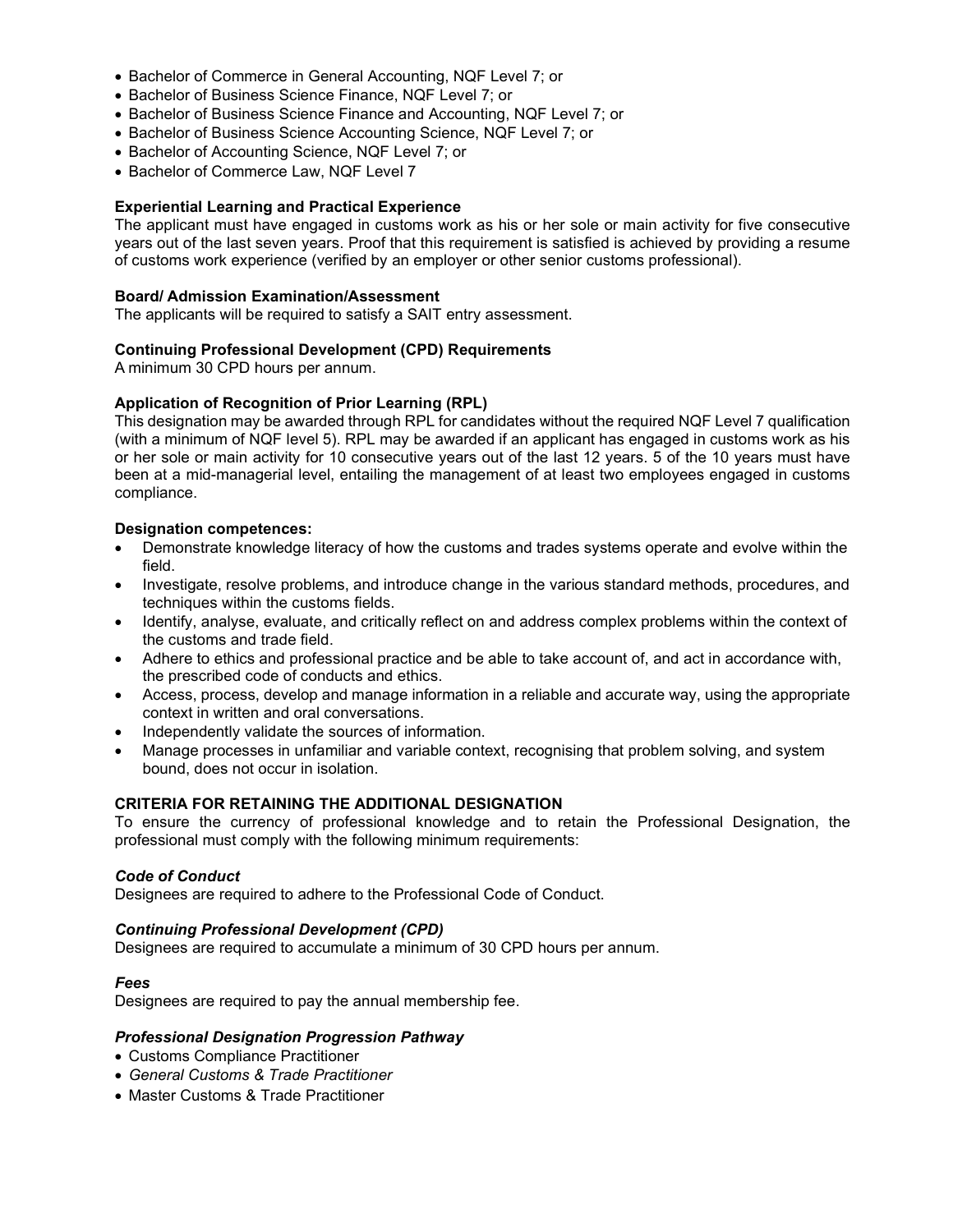- Bachelor of Commerce in General Accounting, NQF Level 7; or
- Bachelor of Business Science Finance, NQF Level 7; or
- Bachelor of Business Science Finance and Accounting, NQF Level 7; or
- Bachelor of Business Science Accounting Science, NQF Level 7; or
- Bachelor of Accounting Science, NQF Level 7; or
- Bachelor of Commerce Law, NQF Level 7

**Experiential Learning and Practical Experience**

The applicant must have engaged in customs work as his or her sole or main activity for five consecutive years out of the last seven years. Proof that this requirement is satisfied is achieved by providing a resume of customs work experience (verified by an employer or other senior customs professional).

**Board/ Admission Examination/Assessment**

The applicants will be required to satisfy a SAIT entry assessment.

**Continuing Professional Development (CPD) Requirements**

A minimum 30 CPD hours per annum.

**Application of Recognition of Prior Learning (RPL)**

This designation may be awarded through RPL for candidates without the required NQF Level 7 qualification (with a minimum of NQF level 5). RPL may be awarded if an applicant has engaged in customs work as his or her sole or main activity for 10 consecutive years out of the last 12 years. 5 of the 10 years must have been at a mid-managerial level, entailing the management of at least two employees engaged in customs compliance.

**Designation competences:**

- Demonstrate knowledge literacy of how the customs and trades systems operate and evolve within the field.
- Investigate, resolve problems, and introduce change in the various standard methods, procedures, and techniques within the customs fields.
- Identify, analyse, evaluate, and critically reflect on and address complex problems within the context of the customs and trade field.
- Adhere to ethics and professional practice and be able to take account of, and act in accordance with, the prescribed code of conducts and ethics.
- Access, process, develop and manage information in a reliable and accurate way, using the appropriate context in written and oral conversations.
- Independently validate the sources of information.
- Manage processes in unfamiliar and variable context, recognising that problem solving, and system bound, does not occur in isolation.

**CRITERIA FOR RETAINING THE ADDITIONAL DESIGNATION**

To ensure the currency of professional knowledge and to retain the Professional Designation, the professional must comply with the following minimum requirements:

***Code of Conduct***

Designees are required to adhere to the Professional Code of Conduct.

***Continuing Professional Development (CPD)***

Designees are required to accumulate a minimum of 30 CPD hours per annum.

***Fees***

Designees are required to pay the annual membership fee.

***Professional Designation Progression Pathway***

- Customs Compliance Practitioner
- *General Customs & Trade Practitioner*
- Master Customs & Trade Practitioner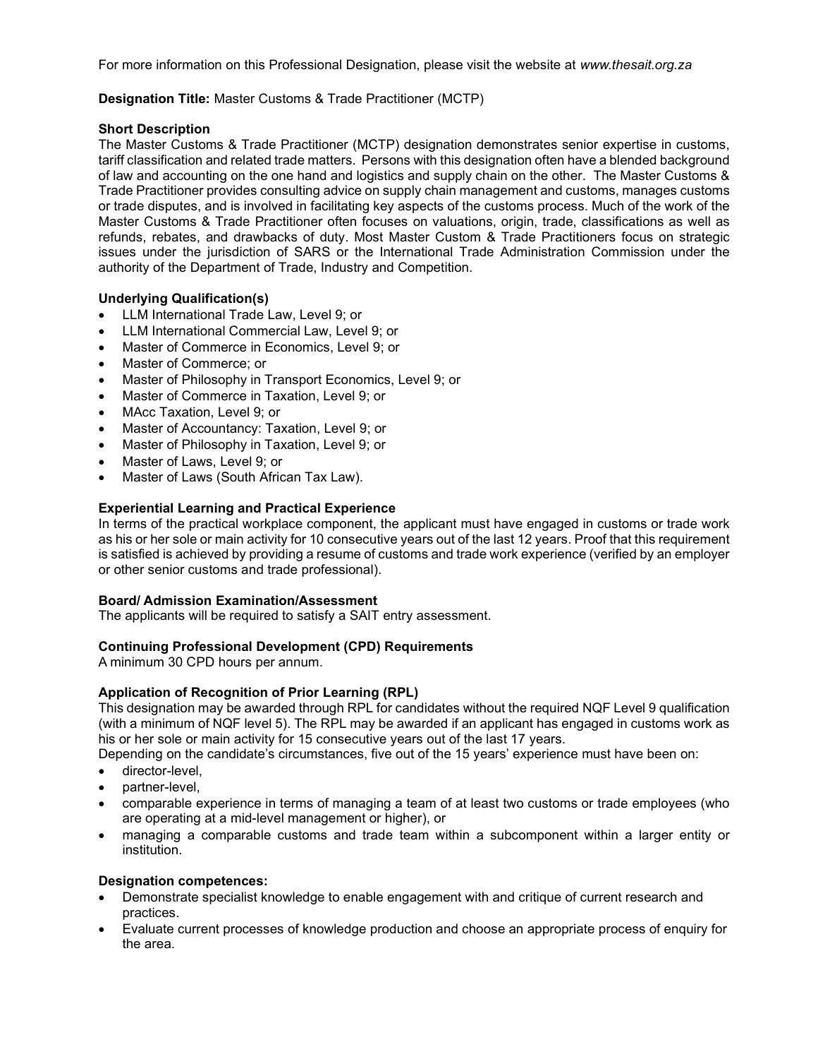For more information on this Professional Designation, please visit the website at *www.thesait.org.za*

**Designation Title:** Master Customs & Trade Practitioner (MCTP)

**Short Description**

The Master Customs & Trade Practitioner (MCTP) designation demonstrates senior expertise in customs, tariff classification and related trade matters. Persons with this designation often have a blended background of law and accounting on the one hand and logistics and supply chain on the other. The Master Customs & Trade Practitioner provides consulting advice on supply chain management and customs, manages customs or trade disputes, and is involved in facilitating key aspects of the customs process. Much of the work of the Master Customs & Trade Practitioner often focuses on valuations, origin, trade, classifications as well as refunds, rebates, and drawbacks of duty. Most Master Custom & Trade Practitioners focus on strategic issues under the jurisdiction of SARS or the International Trade Administration Commission under the authority of the Department of Trade, Industry and Competition.

**Underlying Qualification(s)**

- LLM International Trade Law, Level 9; or
- LLM International Commercial Law, Level 9; or
- Master of Commerce in Economics, Level 9; or
- Master of Commerce; or
- Master of Philosophy in Transport Economics, Level 9; or
- Master of Commerce in Taxation, Level 9; or
- MAcc Taxation, Level 9; or
- Master of Accountancy: Taxation, Level 9; or
- Master of Philosophy in Taxation, Level 9; or
- Master of Laws, Level 9; or
- Master of Laws (South African Tax Law).

**Experiential Learning and Practical Experience**

In terms of the practical workplace component, the applicant must have engaged in customs or trade work as his or her sole or main activity for 10 consecutive years out of the last 12 years. Proof that this requirement is satisfied is achieved by providing a resume of customs and trade work experience (verified by an employer or other senior customs and trade professional).

**Board/ Admission Examination/Assessment**

The applicants will be required to satisfy a SAIT entry assessment.

**Continuing Professional Development (CPD) Requirements**

A minimum 30 CPD hours per annum.

**Application of Recognition of Prior Learning (RPL)**

This designation may be awarded through RPL for candidates without the required NQF Level 9 qualification (with a minimum of NQF level 5). The RPL may be awarded if an applicant has engaged in customs work as his or her sole or main activity for 15 consecutive years out of the last 17 years.

Depending on the candidate's circumstances, five out of the 15 years' experience must have been on:

- director-level,
- partner-level,
- comparable experience in terms of managing a team of at least two customs or trade employees (who are operating at a mid-level management or higher), or
- managing a comparable customs and trade team within a subcomponent within a larger entity or institution.

**Designation competences:**

- Demonstrate specialist knowledge to enable engagement with and critique of current research and practices.
- Evaluate current processes of knowledge production and choose an appropriate process of enquiry for the area.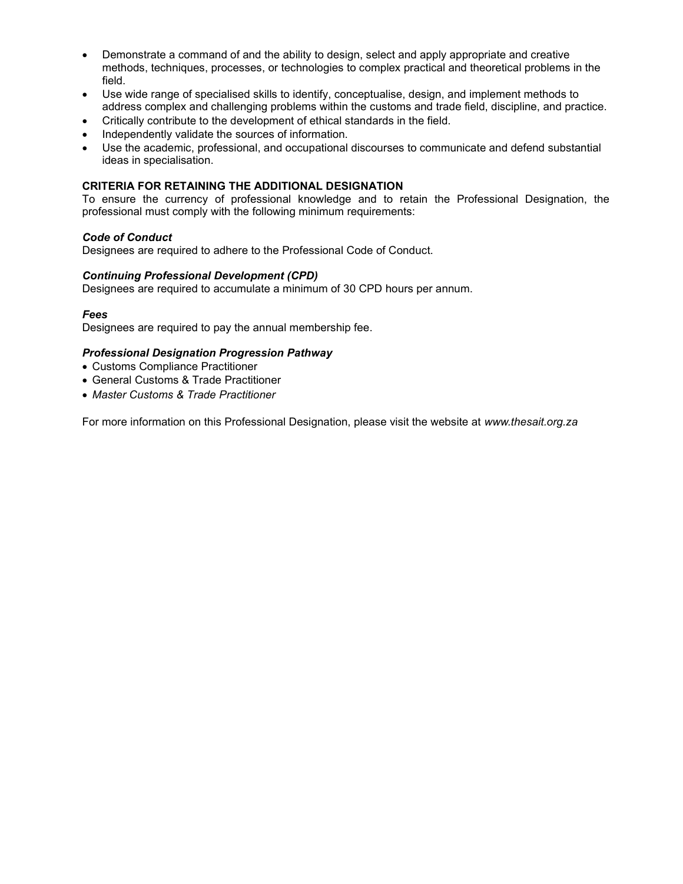- Demonstrate a command of and the ability to design, select and apply appropriate and creative methods, techniques, processes, or technologies to complex practical and theoretical problems in the field.
- Use wide range of specialised skills to identify, conceptualise, design, and implement methods to address complex and challenging problems within the customs and trade field, discipline, and practice.
- Critically contribute to the development of ethical standards in the field.
- Independently validate the sources of information.
- Use the academic, professional, and occupational discourses to communicate and defend substantial ideas in specialisation.

**CRITERIA FOR RETAINING THE ADDITIONAL DESIGNATION**

To ensure the currency of professional knowledge and to retain the Professional Designation, the professional must comply with the following minimum requirements:

***Code of Conduct***

Designees are required to adhere to the Professional Code of Conduct.

***Continuing Professional Development (CPD)***

Designees are required to accumulate a minimum of 30 CPD hours per annum.

***Fees***

Designees are required to pay the annual membership fee.

***Professional Designation Progression Pathway***

- Customs Compliance Practitioner
- General Customs & Trade Practitioner
- *Master Customs & Trade Practitioner*

For more information on this Professional Designation, please visit the website at *www.thesait.org.za*